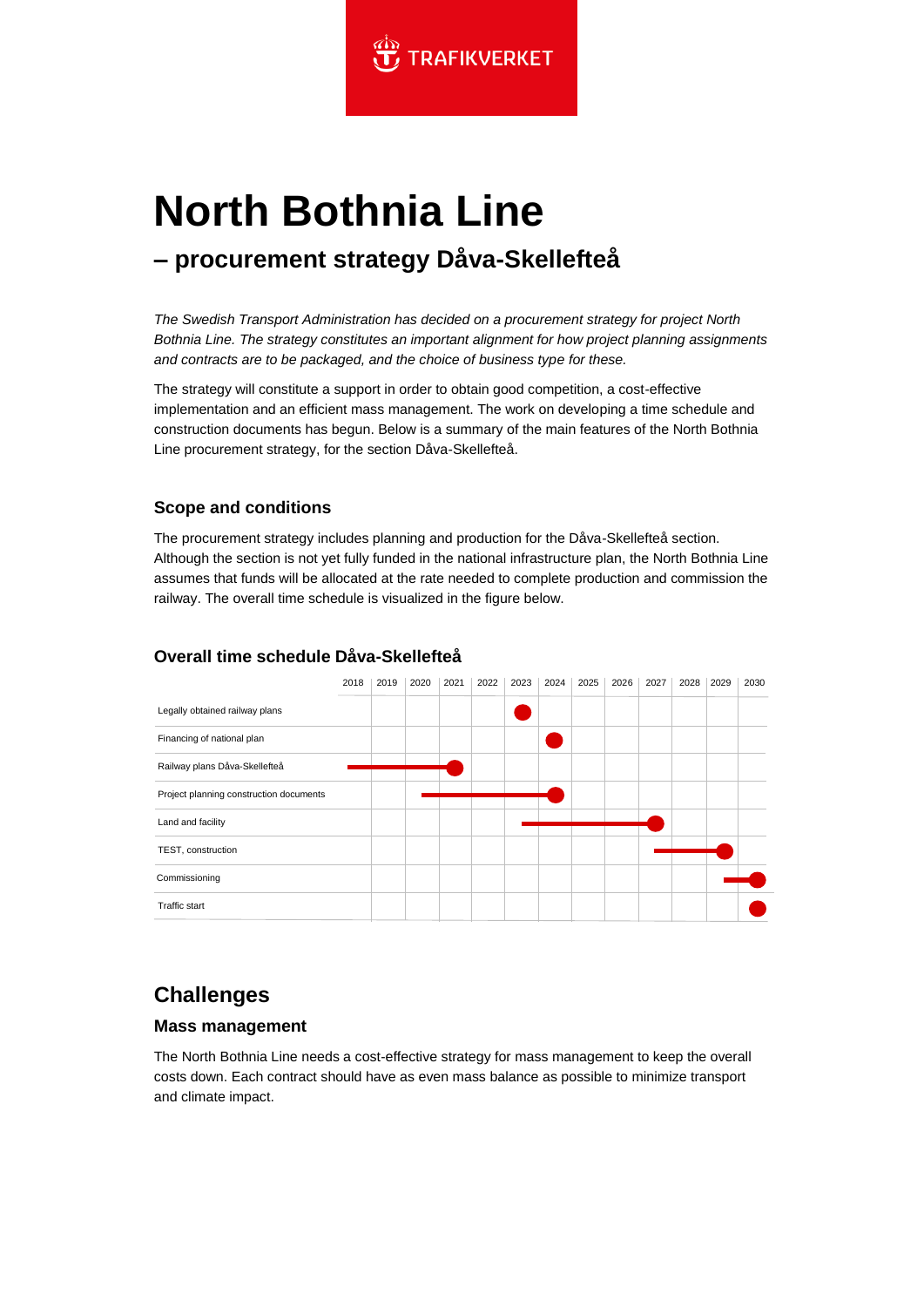# North Bothnia Line

## – procurement strategy Dåva-Skellefteå

*The Swedish Transport Administration has decided on a procurement strategy for project North Bothnia Line. The strategy constitutes an important alignment for how project planning assignments and contracts are to be packaged, and the choice of business type for these.*

The strategy will constitute a support in order to obtain good competition, a cost-effective implementation and an efficient mass management. The work on developing a time schedule and construction documents has begun. Below is a summary of the main features of the North Bothnia Line procurement strategy, for the section Dåva-Skellefteå.

### Scope and conditions

The procurement strategy includes planning and production for the Dåva-Skellefteå section. Although the section is not yet fully funded in the national infrastructure plan, the North Bothnia Line assumes that funds will be allocated at the rate needed to complete production and commission the railway. The overall time schedule is visualized in the figure below.

### Overall time schedule Dåva-Skellefteå

2018 2019 2020 2021 2022 2023 2024 2025 2026 2027 2028 2029 2030

Legally obtained railway plans

Financing of national plan

Railway plans Dåva-Skellefteå

Project planning construction documents

Land and facility

TEST, construction

Commissioning

Traffic start

## Challenges

### Mass management

The North Bothnia Line needs a cost-effective strategy for mass management to keep the overall costs down. Each contract should have as even mass balance as possible to minimize transport and climate impact.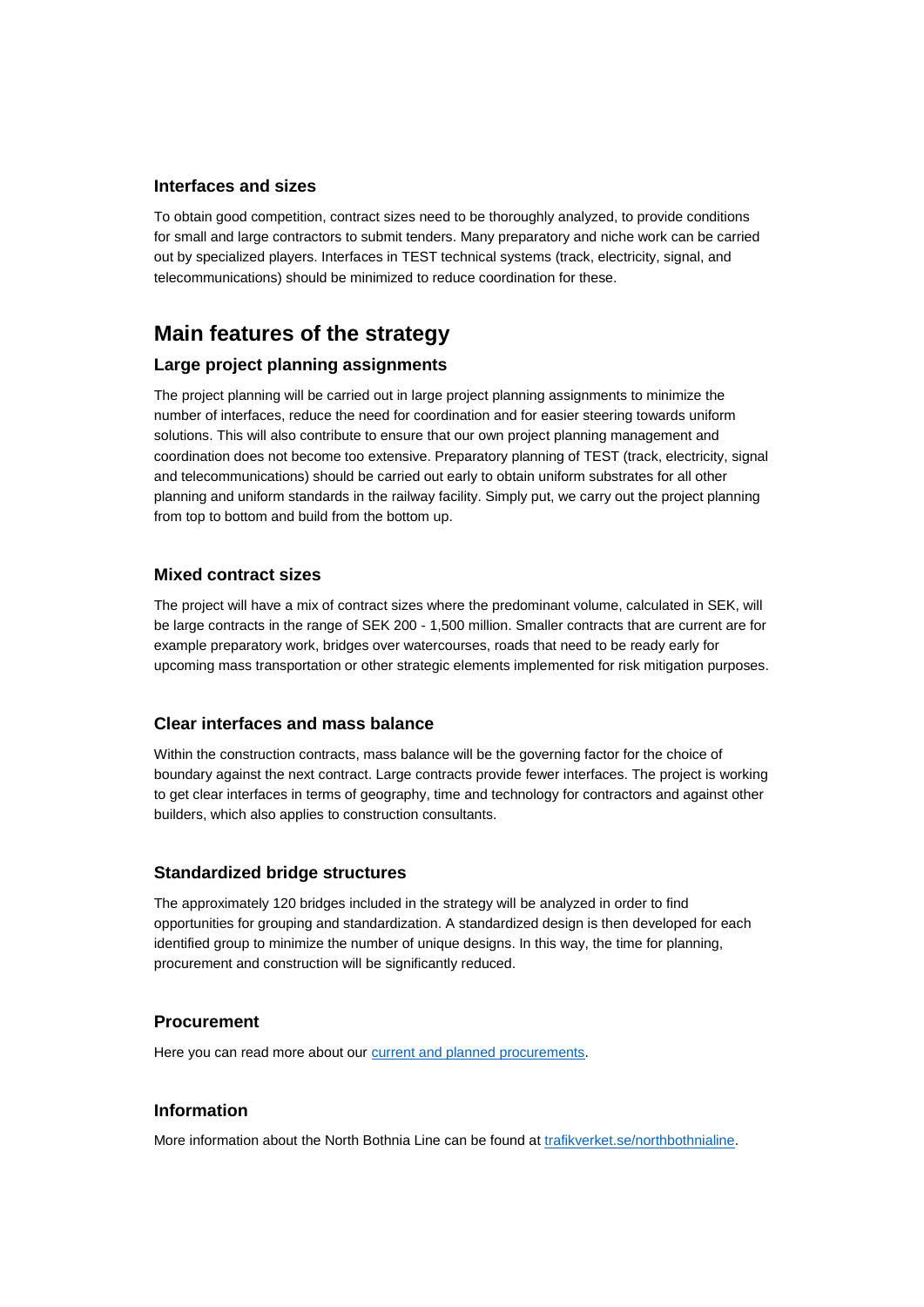### Interfaces and sizes

To obtain good competition, contract sizes need to be thoroughly analyzed, to provide conditions for small and large contractors to submit tenders. Many preparatory and niche work can be carried out by specialized players. Interfaces in TEST technical systems (track, electricity, signal, and telecommunications) should be minimized to reduce coordination for these.

## Main features of the strategy

### Large project planning assignments

The project planning will be carried out in large project planning assignments to minimize the number of interfaces, reduce the need for coordination and for easier steering towards uniform solutions. This will also contribute to ensure that our own project planning management and coordination does not become too extensive. Preparatory planning of TEST (track, electricity, signal and telecommunications) should be carried out early to obtain uniform substrates for all other planning and uniform standards in the railway facility. Simply put, we carry out the project planning from top to bottom and build from the bottom up.

### Mixed contract sizes

The project will have a mix of contract sizes where the predominant volume, calculated in SEK, will be large contracts in the range of SEK 200 - 1,500 million. Smaller contracts that are current are for example preparatory work, bridges over watercourses, roads that need to be ready early for upcoming mass transportation or other strategic elements implemented for risk mitigation purposes.

### Clear interfaces and mass balance

Within the construction contracts, mass balance will be the governing factor for the choice of boundary against the next contract. Large contracts provide fewer interfaces. The project is working to get clear interfaces in terms of geography, time and technology for contractors and against other builders, which also applies to construction consultants.

### Standardized bridge structures

The approximately 120 bridges included in the strategy will be analyzed in order to find opportunities for grouping and standardization. A standardized design is then developed for each identified group to minimize the number of unique designs. In this way, the time for planning, procurement and construction will be significantly reduced.

### Procurement

Here you can read more about our [current and planned procurements](#).

### Information

More information about the North Bothnia Line can be found at [trafikverket.se/northbothnialine](#).